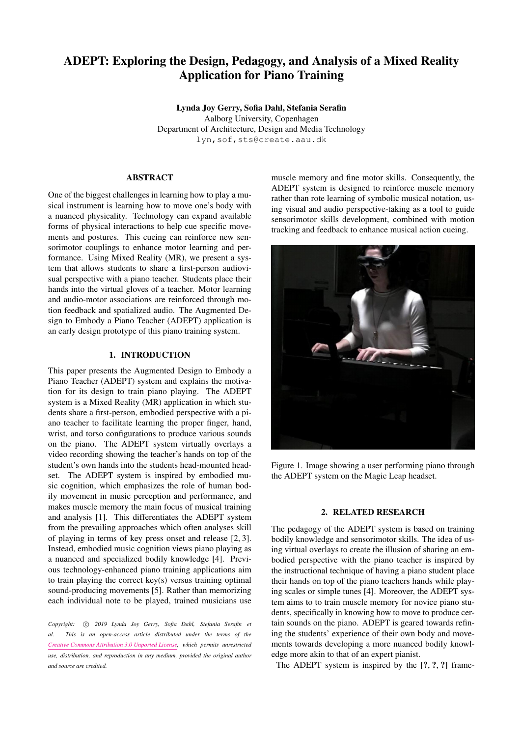# ADEPT: Exploring the Design, Pedagogy, and Analysis of a Mixed Reality Application for Piano Training

**Lynda Joy Gerry, Sofia Dahl, Stefania Serafin**
Aalborg University, Copenhagen
Department of Architecture, Design and Media Technology
lyn,sof,sts@create.aau.dk

## ABSTRACT

One of the biggest challenges in learning how to play a musical instrument is learning how to move one's body with a nuanced physicality. Technology can expand available forms of physical interactions to help cue specific movements and postures. This cueing can reinforce new sensorimotor couplings to enhance motor learning and performance. Using Mixed Reality (MR), we present a system that allows students to share a first-person audiovisual perspective with a piano teacher. Students place their hands into the virtual gloves of a teacher. Motor learning and audio-motor associations are reinforced through motion feedback and spatialized audio. The Augmented Design to Embody a Piano Teacher (ADEPT) application is an early design prototype of this piano training system.

## 1. INTRODUCTION

This paper presents the Augmented Design to Embody a Piano Teacher (ADEPT) system and explains the motivation for its design to train piano playing. The ADEPT system is a Mixed Reality (MR) application in which students share a first-person, embodied perspective with a piano teacher to facilitate learning the proper finger, hand, wrist, and torso configurations to produce various sounds on the piano. The ADEPT system virtually overlays a video recording showing the teacher's hands on top of the student's own hands into the students head-mounted headset. The ADEPT system is inspired by embodied music cognition, which emphasizes the role of human bodily movement in music perception and performance, and makes muscle memory the main focus of musical training and analysis [1]. This differentiates the ADEPT system from the prevailing approaches which often analyses skill of playing in terms of key press onset and release [2, 3]. Instead, embodied music cognition views piano playing as a nuanced and specialized bodily knowledge [4]. Previous technology-enhanced piano training applications aim to train playing the correct key(s) versus training optimal sound-producing movements [5]. Rather than memorizing each individual note to be played, trained musicians use muscle memory and fine motor skills. Consequently, the ADEPT system is designed to reinforce muscle memory rather than rote learning of symbolic musical notation, using visual and audio perspective-taking as a tool to guide sensorimotor skills development, combined with motion tracking and feedback to enhance musical action cueing.

Figure 1. Image showing a user performing piano through the ADEPT system on the Magic Leap headset.

*Copyright: © 2019 Lynda Joy Gerry, Sofia Dahl, Stefania Serafin et al. This is an open-access article distributed under the terms of the Creative Commons Attribution 3.0 Unported License, which permits unrestricted use, distribution, and reproduction in any medium, provided the original author and source are credited.*

## 2. RELATED RESEARCH

The pedagogy of the ADEPT system is based on training bodily knowledge and sensorimotor skills. The idea of using virtual overlays to create the illusion of sharing an embodied perspective with the piano teacher is inspired by the instructional technique of having a piano student place their hands on top of the piano teachers hands while playing scales or simple tunes [4]. Moreover, the ADEPT system aims to to train muscle memory for novice piano students, specifically in knowing how to move to produce certain sounds on the piano. ADEPT is geared towards refining the students' experience of their own body and movements towards developing a more nuanced bodily knowledge more akin to that of an expert pianist.

The ADEPT system is inspired by the [?, ?, ?] frame-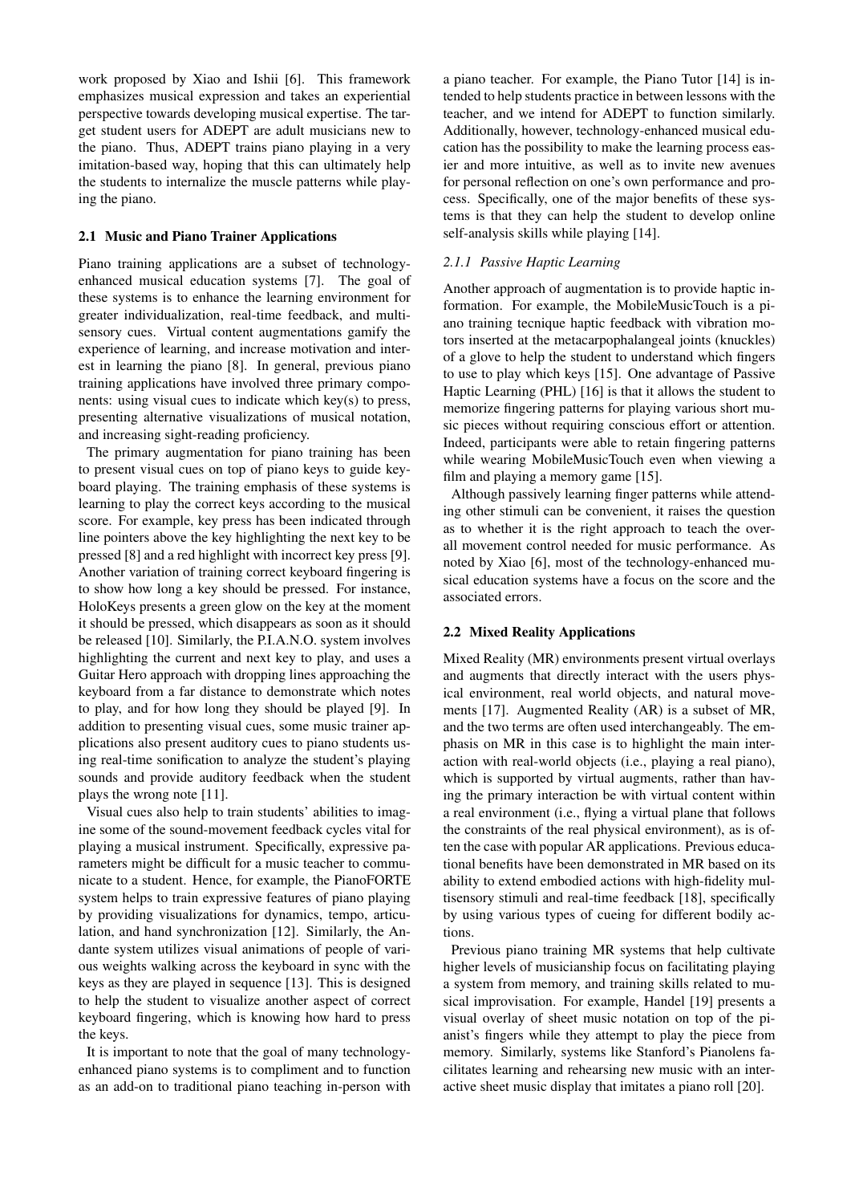work proposed by Xiao and Ishii [6]. This framework emphasizes musical expression and takes an experiential perspective towards developing musical expertise. The target student users for ADEPT are adult musicians new to the piano. Thus, ADEPT trains piano playing in a very imitation-based way, hoping that this can ultimately help the students to internalize the muscle patterns while playing the piano.

### 2.1 Music and Piano Trainer Applications

Piano training applications are a subset of technology-enhanced musical education systems [7]. The goal of these systems is to enhance the learning environment for greater individualization, real-time feedback, and multi-sensory cues. Virtual content augmentations gamify the experience of learning, and increase motivation and interest in learning the piano [8]. In general, previous piano training applications have involved three primary components: using visual cues to indicate which key(s) to press, presenting alternative visualizations of musical notation, and increasing sight-reading proficiency.

The primary augmentation for piano training has been to present visual cues on top of piano keys to guide keyboard playing. The training emphasis of these systems is learning to play the correct keys according to the musical score. For example, key press has been indicated through line pointers above the key highlighting the next key to be pressed [8] and a red highlight with incorrect key press [9]. Another variation of training correct keyboard fingering is to show how long a key should be pressed. For instance, HoloKeys presents a green glow on the key at the moment it should be pressed, which disappears as soon as it should be released [10]. Similarly, the P.I.A.N.O. system involves highlighting the current and next key to play, and uses a Guitar Hero approach with dropping lines approaching the keyboard from a far distance to demonstrate which notes to play, and for how long they should be played [9]. In addition to presenting visual cues, some music trainer applications also present auditory cues to piano students using real-time sonification to analyze the student's playing sounds and provide auditory feedback when the student plays the wrong note [11].

Visual cues also help to train students' abilities to imagine some of the sound-movement feedback cycles vital for playing a musical instrument. Specifically, expressive parameters might be difficult for a music teacher to communicate to a student. Hence, for example, the PianoFORTE system helps to train expressive features of piano playing by providing visualizations for dynamics, tempo, articulation, and hand synchronization [12]. Similarly, the Andante system utilizes visual animations of people of various weights walking across the keyboard in sync with the keys as they are played in sequence [13]. This is designed to help the student to visualize another aspect of correct keyboard fingering, which is knowing how hard to press the keys.

It is important to note that the goal of many technology-enhanced piano systems is to compliment and to function as an add-on to traditional piano teaching in-person with a piano teacher. For example, the Piano Tutor [14] is intended to help students practice in between lessons with the teacher, and we intend for ADEPT to function similarly. Additionally, however, technology-enhanced musical education has the possibility to make the learning process easier and more intuitive, as well as to invite new avenues for personal reflection on one's own performance and process. Specifically, one of the major benefits of these systems is that they can help the student to develop online self-analysis skills while playing [14].

#### 2.1.1 Passive Haptic Learning

Another approach of augmentation is to provide haptic information. For example, the MobileMusicTouch is a piano training tecnique haptic feedback with vibration motors inserted at the metacarpophalangeal joints (knuckles) of a glove to help the student to understand which fingers to use to play which keys [15]. One advantage of Passive Haptic Learning (PHL) [16] is that it allows the student to memorize fingering patterns for playing various short music pieces without requiring conscious effort or attention. Indeed, participants were able to retain fingering patterns while wearing MobileMusicTouch even when viewing a film and playing a memory game [15].

Although passively learning finger patterns while attending other stimuli can be convenient, it raises the question as to whether it is the right approach to teach the overall movement control needed for music performance. As noted by Xiao [6], most of the technology-enhanced musical education systems have a focus on the score and the associated errors.

### 2.2 Mixed Reality Applications

Mixed Reality (MR) environments present virtual overlays and augments that directly interact with the users physical environment, real world objects, and natural movements [17]. Augmented Reality (AR) is a subset of MR, and the two terms are often used interchangeably. The emphasis on MR in this case is to highlight the main interaction with real-world objects (i.e., playing a real piano), which is supported by virtual augments, rather than having the primary interaction be with virtual content within a real environment (i.e., flying a virtual plane that follows the constraints of the real physical environment), as is often the case with popular AR applications. Previous educational benefits have been demonstrated in MR based on its ability to extend embodied actions with high-fidelity multisensory stimuli and real-time feedback [18], specifically by using various types of cueing for different bodily actions.

Previous piano training MR systems that help cultivate higher levels of musicianship focus on facilitating playing a system from memory, and training skills related to musical improvisation. For example, Handel [19] presents a visual overlay of sheet music notation on top of the pianist's fingers while they attempt to play the piece from memory. Similarly, systems like Stanford's Pianolens facilitates learning and rehearsing new music with an interactive sheet music display that imitates a piano roll [20].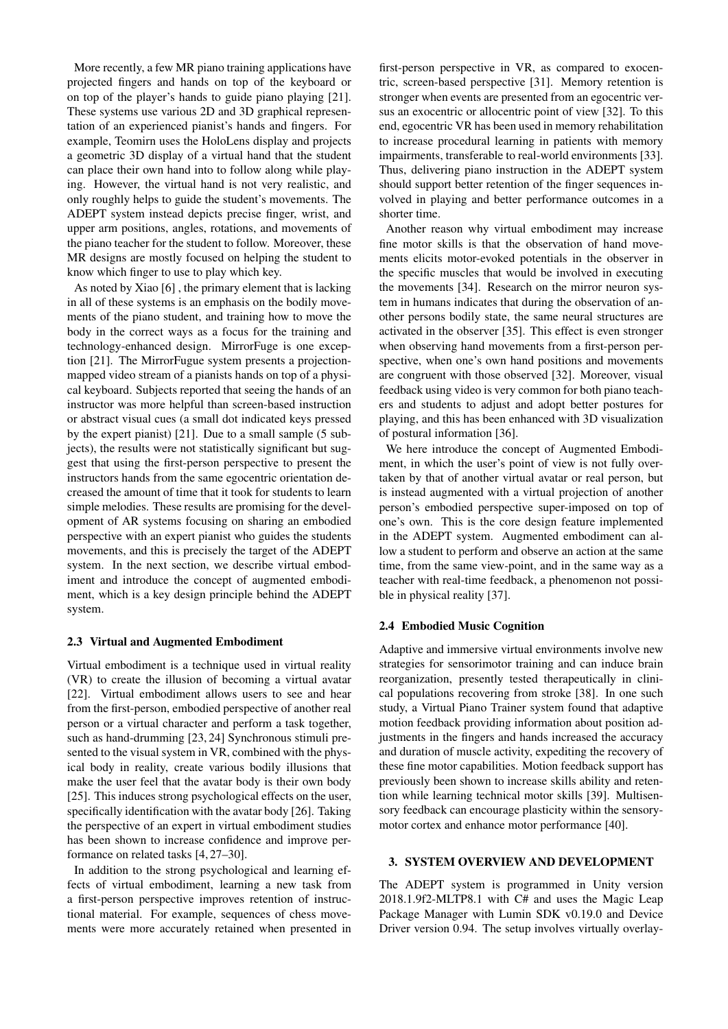More recently, a few MR piano training applications have projected fingers and hands on top of the keyboard or on top of the player's hands to guide piano playing [21]. These systems use various 2D and 3D graphical representation of an experienced pianist's hands and fingers. For example, Teomirn uses the HoloLens display and projects a geometric 3D display of a virtual hand that the student can place their own hand into to follow along while playing. However, the virtual hand is not very realistic, and only roughly helps to guide the student's movements. The ADEPT system instead depicts precise finger, wrist, and upper arm positions, angles, rotations, and movements of the piano teacher for the student to follow. Moreover, these MR designs are mostly focused on helping the student to know which finger to use to play which key.

As noted by Xiao [6] , the primary element that is lacking in all of these systems is an emphasis on the bodily movements of the piano student, and training how to move the body in the correct ways as a focus for the training and technology-enhanced design. MirrorFuge is one exception [21]. The MirrorFugue system presents a projection-mapped video stream of a pianists hands on top of a physical keyboard. Subjects reported that seeing the hands of an instructor was more helpful than screen-based instruction or abstract visual cues (a small dot indicated keys pressed by the expert pianist) [21]. Due to a small sample (5 subjects), the results were not statistically significant but suggest that using the first-person perspective to present the instructors hands from the same egocentric orientation decreased the amount of time that it took for students to learn simple melodies. These results are promising for the development of AR systems focusing on sharing an embodied perspective with an expert pianist who guides the students movements, and this is precisely the target of the ADEPT system. In the next section, we describe virtual embodiment and introduce the concept of augmented embodiment, which is a key design principle behind the ADEPT system.

### 2.3 Virtual and Augmented Embodiment

Virtual embodiment is a technique used in virtual reality (VR) to create the illusion of becoming a virtual avatar [22]. Virtual embodiment allows users to see and hear from the first-person, embodied perspective of another real person or a virtual character and perform a task together, such as hand-drumming [23, 24] Synchronous stimuli presented to the visual system in VR, combined with the physical body in reality, create various bodily illusions that make the user feel that the avatar body is their own body [25]. This induces strong psychological effects on the user, specifically identification with the avatar body [26]. Taking the perspective of an expert in virtual embodiment studies has been shown to increase confidence and improve performance on related tasks [4, 27–30].

In addition to the strong psychological and learning effects of virtual embodiment, learning a new task from a first-person perspective improves retention of instructional material. For example, sequences of chess movements were more accurately retained when presented in first-person perspective in VR, as compared to exocentric, screen-based perspective [31]. Memory retention is stronger when events are presented from an egocentric versus an exocentric or allocentric point of view [32]. To this end, egocentric VR has been used in memory rehabilitation to increase procedural learning in patients with memory impairments, transferable to real-world environments [33]. Thus, delivering piano instruction in the ADEPT system should support better retention of the finger sequences involved in playing and better performance outcomes in a shorter time.

Another reason why virtual embodiment may increase fine motor skills is that the observation of hand movements elicits motor-evoked potentials in the observer in the specific muscles that would be involved in executing the movements [34]. Research on the mirror neuron system in humans indicates that during the observation of another persons bodily state, the same neural structures are activated in the observer [35]. This effect is even stronger when observing hand movements from a first-person perspective, when one's own hand positions and movements are congruent with those observed [32]. Moreover, visual feedback using video is very common for both piano teachers and students to adjust and adopt better postures for playing, and this has been enhanced with 3D visualization of postural information [36].

We here introduce the concept of Augmented Embodiment, in which the user's point of view is not fully overtaken by that of another virtual avatar or real person, but is instead augmented with a virtual projection of another person's embodied perspective super-imposed on top of one's own. This is the core design feature implemented in the ADEPT system. Augmented embodiment can allow a student to perform and observe an action at the same time, from the same view-point, and in the same way as a teacher with real-time feedback, a phenomenon not possible in physical reality [37].

### 2.4 Embodied Music Cognition

Adaptive and immersive virtual environments involve new strategies for sensorimotor training and can induce brain reorganization, presently tested therapeutically in clinical populations recovering from stroke [38]. In one such study, a Virtual Piano Trainer system found that adaptive motion feedback providing information about position adjustments in the fingers and hands increased the accuracy and duration of muscle activity, expediting the recovery of these fine motor capabilities. Motion feedback support has previously been shown to increase skills ability and retention while learning technical motor skills [39]. Multisensory feedback can encourage plasticity within the sensory-motor cortex and enhance motor performance [40].

## 3. SYSTEM OVERVIEW AND DEVELOPMENT

The ADEPT system is programmed in Unity version 2018.1.9f2-MLTP8.1 with C# and uses the Magic Leap Package Manager with Lumin SDK v0.19.0 and Device Driver version 0.94. The setup involves virtually overlay-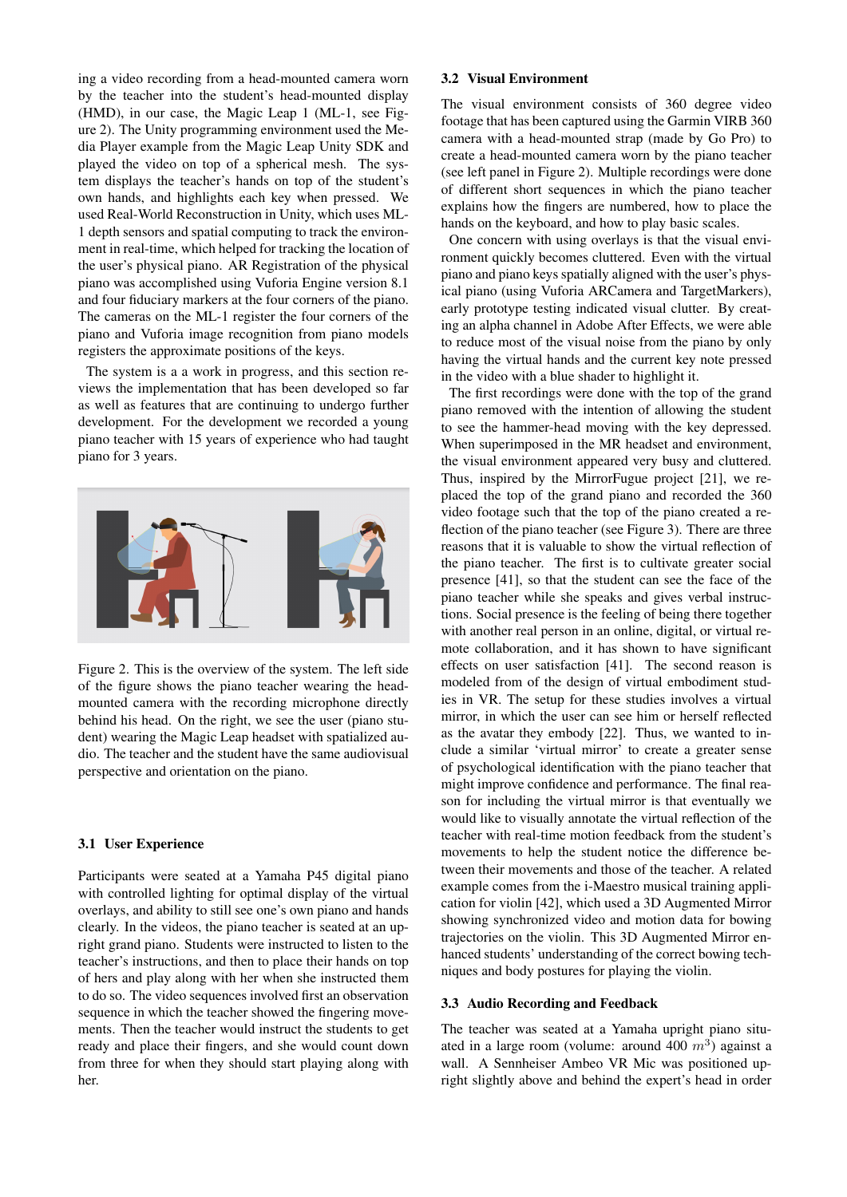ing a video recording from a head-mounted camera worn by the teacher into the student's head-mounted display (HMD), in our case, the Magic Leap 1 (ML-1, see Figure 2). The Unity programming environment used the Media Player example from the Magic Leap Unity SDK and played the video on top of a spherical mesh. The system displays the teacher's hands on top of the student's own hands, and highlights each key when pressed. We used Real-World Reconstruction in Unity, which uses ML-1 depth sensors and spatial computing to track the environment in real-time, which helped for tracking the location of the user's physical piano. AR Registration of the physical piano was accomplished using Vuforia Engine version 8.1 and four fiduciary markers at the four corners of the piano. The cameras on the ML-1 register the four corners of the piano and Vuforia image recognition from piano models registers the approximate positions of the keys.

The system is a a work in progress, and this section reviews the implementation that has been developed so far as well as features that are continuing to undergo further development. For the development we recorded a young piano teacher with 15 years of experience who had taught piano for 3 years.

Figure 2. This is the overview of the system. The left side of the figure shows the piano teacher wearing the head-mounted camera with the recording microphone directly behind his head. On the right, we see the user (piano student) wearing the Magic Leap headset with spatialized audio. The teacher and the student have the same audiovisual perspective and orientation on the piano.

### 3.1 User Experience

Participants were seated at a Yamaha P45 digital piano with controlled lighting for optimal display of the virtual overlays, and ability to still see one's own piano and hands clearly. In the videos, the piano teacher is seated at an upright grand piano. Students were instructed to listen to the teacher's instructions, and then to place their hands on top of hers and play along with her when she instructed them to do so. The video sequences involved first an observation sequence in which the teacher showed the fingering movements. Then the teacher would instruct the students to get ready and place their fingers, and she would count down from three for when they should start playing along with her.

### 3.2 Visual Environment

The visual environment consists of 360 degree video footage that has been captured using the Garmin VIRB 360 camera with a head-mounted strap (made by Go Pro) to create a head-mounted camera worn by the piano teacher (see left panel in Figure 2). Multiple recordings were done of different short sequences in which the piano teacher explains how the fingers are numbered, how to place the hands on the keyboard, and how to play basic scales.

One concern with using overlays is that the visual environment quickly becomes cluttered. Even with the virtual piano and piano keys spatially aligned with the user's physical piano (using Vuforia ARCamera and TargetMarkers), early prototype testing indicated visual clutter. By creating an alpha channel in Adobe After Effects, we were able to reduce most of the visual noise from the piano by only having the virtual hands and the current key note pressed in the video with a blue shader to highlight it.

The first recordings were done with the top of the grand piano removed with the intention of allowing the student to see the hammer-head moving with the key depressed. When superimposed in the MR headset and environment, the visual environment appeared very busy and cluttered. Thus, inspired by the MirrorFugue project [21], we replaced the top of the grand piano and recorded the 360 video footage such that the top of the piano created a reflection of the piano teacher (see Figure 3). There are three reasons that it is valuable to show the virtual reflection of the piano teacher. The first is to cultivate greater social presence [41], so that the student can see the face of the piano teacher while she speaks and gives verbal instructions. Social presence is the feeling of being there together with another real person in an online, digital, or virtual remote collaboration, and it has shown to have significant effects on user satisfaction [41]. The second reason is modeled from of the design of virtual embodiment studies in VR. The setup for these studies involves a virtual mirror, in which the user can see him or herself reflected as the avatar they embody [22]. Thus, we wanted to include a similar 'virtual mirror' to create a greater sense of psychological identification with the piano teacher that might improve confidence and performance. The final reason for including the virtual mirror is that eventually we would like to visually annotate the virtual reflection of the teacher with real-time motion feedback from the student's movements to help the student notice the difference between their movements and those of the teacher. A related example comes from the i-Maestro musical training application for violin [42], which used a 3D Augmented Mirror showing synchronized video and motion data for bowing trajectories on the violin. This 3D Augmented Mirror enhanced students' understanding of the correct bowing techniques and body postures for playing the violin.

### 3.3 Audio Recording and Feedback

The teacher was seated at a Yamaha upright piano situated in a large room (volume: around 400 $m^3$) against a wall. A Sennheiser Ambeo VR Mic was positioned upright slightly above and behind the expert's head in order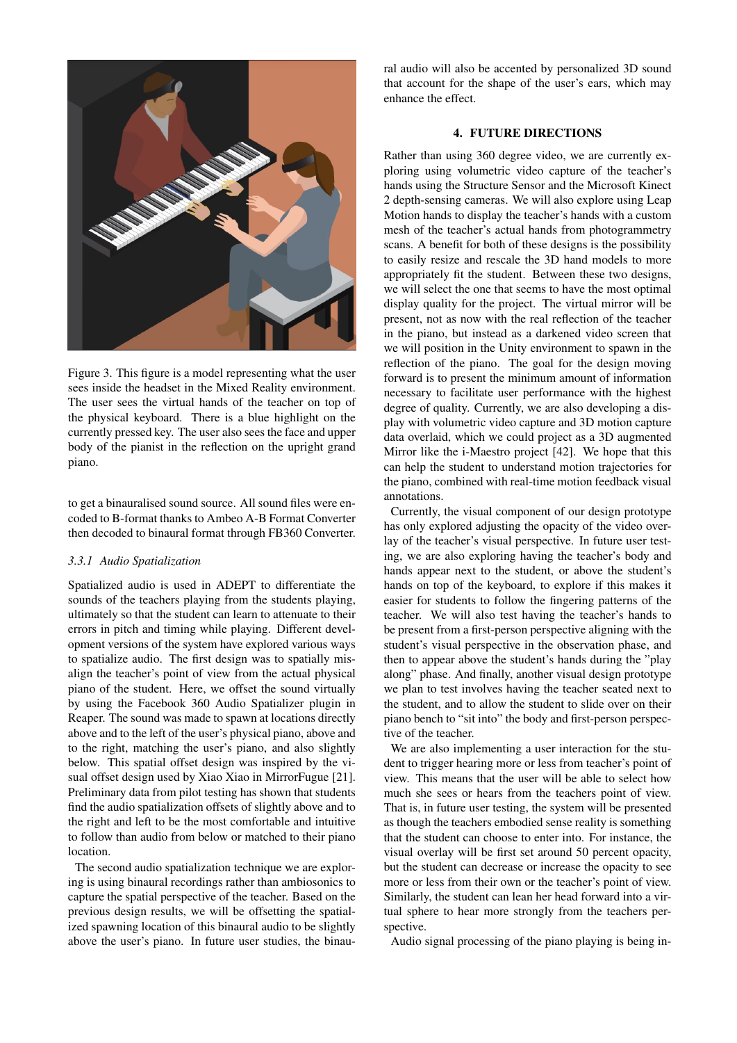Figure 3. This figure is a model representing what the user sees inside the headset in the Mixed Reality environment. The user sees the virtual hands of the teacher on top of the physical keyboard. There is a blue highlight on the currently pressed key. The user also sees the face and upper body of the pianist in the reflection on the upright grand piano.

to get a binauralised sound source. All sound files were encoded to B-format thanks to Ambeo A-B Format Converter then decoded to binaural format through FB360 Converter.

### 3.3.1 Audio Spatialization

Spatialized audio is used in ADEPT to differentiate the sounds of the teachers playing from the students playing, ultimately so that the student can learn to attenuate to their errors in pitch and timing while playing. Different development versions of the system have explored various ways to spatialize audio. The first design was to spatially misalign the teacher's point of view from the actual physical piano of the student. Here, we offset the sound virtually by using the Facebook 360 Audio Spatializer plugin in Reaper. The sound was made to spawn at locations directly above and to the left of the user's physical piano, above and to the right, matching the user's piano, and also slightly below. This spatial offset design was inspired by the visual offset design used by Xiao Xiao in MirrorFugue [21]. Preliminary data from pilot testing has shown that students find the audio spatialization offsets of slightly above and to the right and left to be the most comfortable and intuitive to follow than audio from below or matched to their piano location.

The second audio spatialization technique we are exploring is using binaural recordings rather than ambiosonics to capture the spatial perspective of the teacher. Based on the previous design results, we will be offsetting the spatialized spawning location of this binaural audio to be slightly above the user's piano. In future user studies, the binaural audio will also be accented by personalized 3D sound that account for the shape of the user's ears, which may enhance the effect.

## 4. FUTURE DIRECTIONS

Rather than using 360 degree video, we are currently exploring using volumetric video capture of the teacher's hands using the Structure Sensor and the Microsoft Kinect 2 depth-sensing cameras. We will also explore using Leap Motion hands to display the teacher's hands with a custom mesh of the teacher's actual hands from photogrammetry scans. A benefit for both of these designs is the possibility to easily resize and rescale the 3D hand models to more appropriately fit the student. Between these two designs, we will select the one that seems to have the most optimal display quality for the project. The virtual mirror will be present, not as now with the real reflection of the teacher in the piano, but instead as a darkened video screen that we will position in the Unity environment to spawn in the reflection of the piano. The goal for the design moving forward is to present the minimum amount of information necessary to facilitate user performance with the highest degree of quality. Currently, we are also developing a display with volumetric video capture and 3D motion capture data overlaid, which we could project as a 3D augmented Mirror like the i-Maestro project [42]. We hope that this can help the student to understand motion trajectories for the piano, combined with real-time motion feedback visual annotations.

Currently, the visual component of our design prototype has only explored adjusting the opacity of the video overlay of the teacher's visual perspective. In future user testing, we are also exploring having the teacher's body and hands appear next to the student, or above the student's hands on top of the keyboard, to explore if this makes it easier for students to follow the fingering patterns of the teacher. We will also test having the teacher's hands to be present from a first-person perspective aligning with the student's visual perspective in the observation phase, and then to appear above the student's hands during the "play along" phase. And finally, another visual design prototype we plan to test involves having the teacher seated next to the student, and to allow the student to slide over on their piano bench to "sit into" the body and first-person perspective of the teacher.

We are also implementing a user interaction for the student to trigger hearing more or less from teacher's point of view. This means that the user will be able to select how much she sees or hears from the teachers point of view. That is, in future user testing, the system will be presented as though the teachers embodied sense reality is something that the student can choose to enter into. For instance, the visual overlay will be first set around 50 percent opacity, but the student can decrease or increase the opacity to see more or less from their own or the teacher's point of view. Similarly, the student can lean her head forward into a virtual sphere to hear more strongly from the teachers perspective.

Audio signal processing of the piano playing is being in-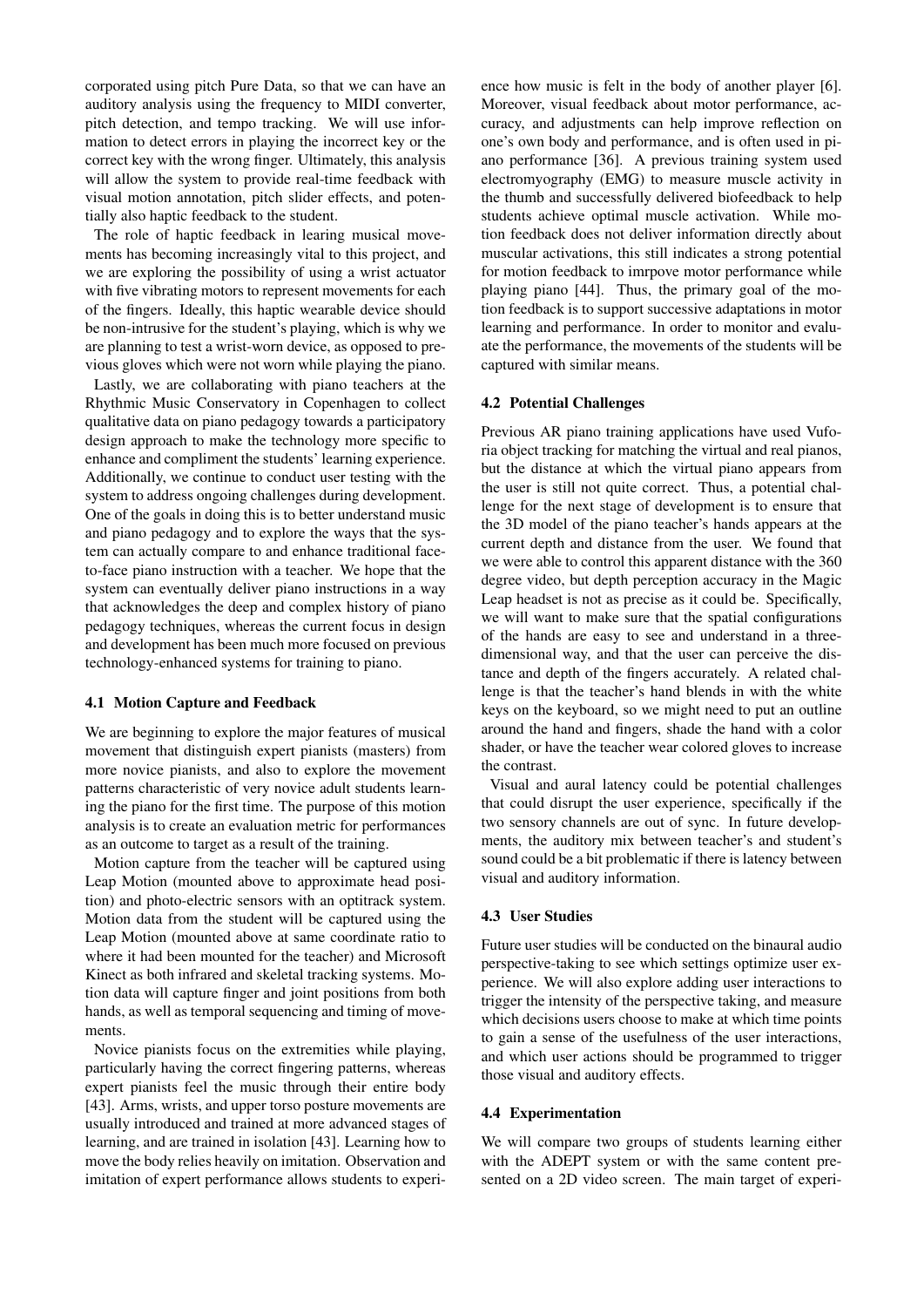corporated using pitch Pure Data, so that we can have an auditory analysis using the frequency to MIDI converter, pitch detection, and tempo tracking. We will use information to detect errors in playing the incorrect key or the correct key with the wrong finger. Ultimately, this analysis will allow the system to provide real-time feedback with visual motion annotation, pitch slider effects, and potentially also haptic feedback to the student.

The role of haptic feedback in learing musical movements has becoming increasingly vital to this project, and we are exploring the possibility of using a wrist actuator with five vibrating motors to represent movements for each of the fingers. Ideally, this haptic wearable device should be non-intrusive for the student's playing, which is why we are planning to test a wrist-worn device, as opposed to previous gloves which were not worn while playing the piano.

Lastly, we are collaborating with piano teachers at the Rhythmic Music Conservatory in Copenhagen to collect qualitative data on piano pedagogy towards a participatory design approach to make the technology more specific to enhance and compliment the students' learning experience. Additionally, we continue to conduct user testing with the system to address ongoing challenges during development. One of the goals in doing this is to better understand music and piano pedagogy and to explore the ways that the system can actually compare to and enhance traditional face-to-face piano instruction with a teacher. We hope that the system can eventually deliver piano instructions in a way that acknowledges the deep and complex history of piano pedagogy techniques, whereas the current focus in design and development has been much more focused on previous technology-enhanced systems for training to piano.

### 4.1 Motion Capture and Feedback

We are beginning to explore the major features of musical movement that distinguish expert pianists (masters) from more novice pianists, and also to explore the movement patterns characteristic of very novice adult students learning the piano for the first time. The purpose of this motion analysis is to create an evaluation metric for performances as an outcome to target as a result of the training.

Motion capture from the teacher will be captured using Leap Motion (mounted above to approximate head position) and photo-electric sensors with an optitrack system. Motion data from the student will be captured using the Leap Motion (mounted above at same coordinate ratio to where it had been mounted for the teacher) and Microsoft Kinect as both infrared and skeletal tracking systems. Motion data will capture finger and joint positions from both hands, as well as temporal sequencing and timing of movements.

Novice pianists focus on the extremities while playing, particularly having the correct fingering patterns, whereas expert pianists feel the music through their entire body [43]. Arms, wrists, and upper torso posture movements are usually introduced and trained at more advanced stages of learning, and are trained in isolation [43]. Learning how to move the body relies heavily on imitation. Observation and imitation of expert performance allows students to experience how music is felt in the body of another player [6]. Moreover, visual feedback about motor performance, accuracy, and adjustments can help improve reflection on one's own body and performance, and is often used in piano performance [36]. A previous training system used electromyography (EMG) to measure muscle activity in the thumb and successfully delivered biofeedback to help students achieve optimal muscle activation. While motion feedback does not deliver information directly about muscular activations, this still indicates a strong potential for motion feedback to imrpove motor performance while playing piano [44]. Thus, the primary goal of the motion feedback is to support successive adaptations in motor learning and performance. In order to monitor and evaluate the performance, the movements of the students will be captured with similar means.

### 4.2 Potential Challenges

Previous AR piano training applications have used Vuforia object tracking for matching the virtual and real pianos, but the distance at which the virtual piano appears from the user is still not quite correct. Thus, a potential challenge for the next stage of development is to ensure that the 3D model of the piano teacher's hands appears at the current depth and distance from the user. We found that we were able to control this apparent distance with the 360 degree video, but depth perception accuracy in the Magic Leap headset is not as precise as it could be. Specifically, we will want to make sure that the spatial configurations of the hands are easy to see and understand in a three-dimensional way, and that the user can perceive the distance and depth of the fingers accurately. A related challenge is that the teacher's hand blends in with the white keys on the keyboard, so we might need to put an outline around the hand and fingers, shade the hand with a color shader, or have the teacher wear colored gloves to increase the contrast.

Visual and aural latency could be potential challenges that could disrupt the user experience, specifically if the two sensory channels are out of sync. In future developments, the auditory mix between teacher's and student's sound could be a bit problematic if there is latency between visual and auditory information.

### 4.3 User Studies

Future user studies will be conducted on the binaural audio perspective-taking to see which settings optimize user experience. We will also explore adding user interactions to trigger the intensity of the perspective taking, and measure which decisions users choose to make at which time points to gain a sense of the usefulness of the user interactions, and which user actions should be programmed to trigger those visual and auditory effects.

### 4.4 Experimentation

We will compare two groups of students learning either with the ADEPT system or with the same content presented on a 2D video screen. The main target of experi-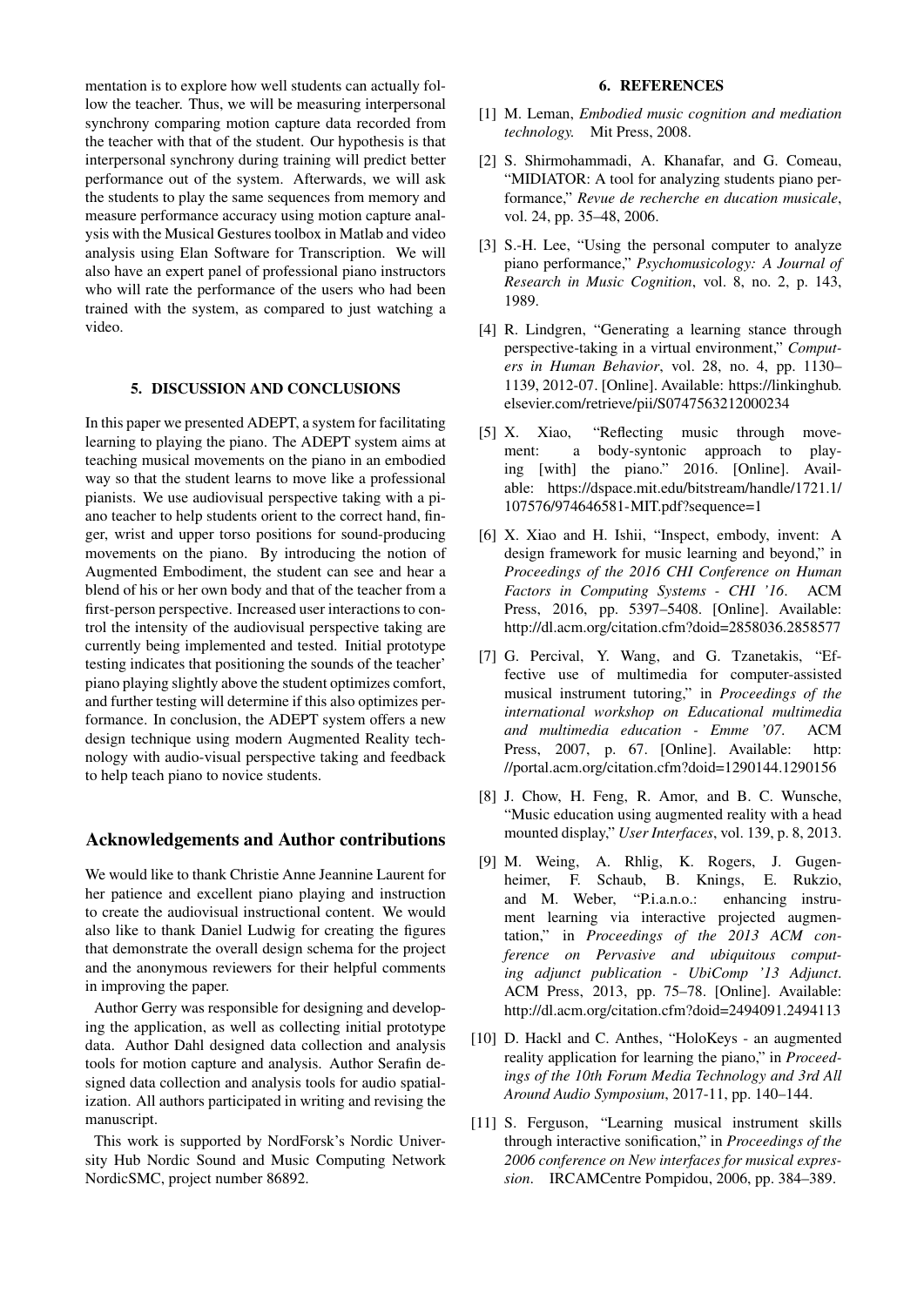mentation is to explore how well students can actually follow the teacher. Thus, we will be measuring interpersonal synchrony comparing motion capture data recorded from the teacher with that of the student. Our hypothesis is that interpersonal synchrony during training will predict better performance out of the system. Afterwards, we will ask the students to play the same sequences from memory and measure performance accuracy using motion capture analysis with the Musical Gestures toolbox in Matlab and video analysis using Elan Software for Transcription. We will also have an expert panel of professional piano instructors who will rate the performance of the users who had been trained with the system, as compared to just watching a video.

## 5. DISCUSSION AND CONCLUSIONS

In this paper we presented ADEPT, a system for facilitating learning to playing the piano. The ADEPT system aims at teaching musical movements on the piano in an embodied way so that the student learns to move like a professional pianists. We use audiovisual perspective taking with a piano teacher to help students orient to the correct hand, finger, wrist and upper torso positions for sound-producing movements on the piano. By introducing the notion of Augmented Embodiment, the student can see and hear a blend of his or her own body and that of the teacher from a first-person perspective. Increased user interactions to control the intensity of the audiovisual perspective taking are currently being implemented and tested. Initial prototype testing indicates that positioning the sounds of the teacher' piano playing slightly above the student optimizes comfort, and further testing will determine if this also optimizes performance. In conclusion, the ADEPT system offers a new design technique using modern Augmented Reality technology with audio-visual perspective taking and feedback to help teach piano to novice students.

## Acknowledgements and Author contributions

We would like to thank Christie Anne Jeannine Laurent for her patience and excellent piano playing and instruction to create the audiovisual instructional content. We would also like to thank Daniel Ludwig for creating the figures that demonstrate the overall design schema for the project and the anonymous reviewers for their helpful comments in improving the paper.

Author Gerry was responsible for designing and developing the application, as well as collecting initial prototype data. Author Dahl designed data collection and analysis tools for motion capture and analysis. Author Serafin designed data collection and analysis tools for audio spatialization. All authors participated in writing and revising the manuscript.

This work is supported by NordForsk's Nordic University Hub Nordic Sound and Music Computing Network NordicSMC, project number 86892.

## 6. REFERENCES

[1] M. Leman, *Embodied music cognition and mediation technology.* Mit Press, 2008.

[2] S. Shirmohammadi, A. Khanafar, and G. Comeau, "MIDIATOR: A tool for analyzing students piano performance," *Revue de recherche en ducation musicale*, vol. 24, pp. 35–48, 2006.

[3] S.-H. Lee, "Using the personal computer to analyze piano performance," *Psychomusicology: A Journal of Research in Music Cognition*, vol. 8, no. 2, p. 143, 1989.

[4] R. Lindgren, "Generating a learning stance through perspective-taking in a virtual environment," *Computers in Human Behavior*, vol. 28, no. 4, pp. 1130–1139, 2012-07. [Online]. Available: https://linkinghub.elsevier.com/retrieve/pii/S0747563212000234

[5] X. Xiao, "Reflecting music through movement: a body-syntonic approach to playing [with] the piano." 2016. [Online]. Available: https://dspace.mit.edu/bitstream/handle/1721.1/107576/974646581-MIT.pdf?sequence=1

[6] X. Xiao and H. Ishii, "Inspect, embody, invent: A design framework for music learning and beyond," in *Proceedings of the 2016 CHI Conference on Human Factors in Computing Systems - CHI '16*. ACM Press, 2016, pp. 5397–5408. [Online]. Available: http://dl.acm.org/citation.cfm?doid=2858036.2858577

[7] G. Percival, Y. Wang, and G. Tzanetakis, "Effective use of multimedia for computer-assisted musical instrument tutoring," in *Proceedings of the international workshop on Educational multimedia and multimedia education - Emme '07*. ACM Press, 2007, p. 67. [Online]. Available: http://portal.acm.org/citation.cfm?doid=1290144.1290156

[8] J. Chow, H. Feng, R. Amor, and B. C. Wunsche, "Music education using augmented reality with a head mounted display," *User Interfaces*, vol. 139, p. 8, 2013.

[9] M. Weing, A. Rhlig, K. Rogers, J. Gugenheimer, F. Schaub, B. Knings, E. Rukzio, and M. Weber, "P.i.a.n.o.: enhancing instrument learning via interactive projected augmentation," in *Proceedings of the 2013 ACM conference on Pervasive and ubiquitous computing adjunct publication - UbiComp '13 Adjunct*. ACM Press, 2013, pp. 75–78. [Online]. Available: http://dl.acm.org/citation.cfm?doid=2494091.2494113

[10] D. Hackl and C. Anthes, "HoloKeys - an augmented reality application for learning the piano," in *Proceedings of the 10th Forum Media Technology and 3rd All Around Audio Symposium*, 2017-11, pp. 140–144.

[11] S. Ferguson, "Learning musical instrument skills through interactive sonification," in *Proceedings of the 2006 conference on New interfaces for musical expression*. IRCAMCentre Pompidou, 2006, pp. 384–389.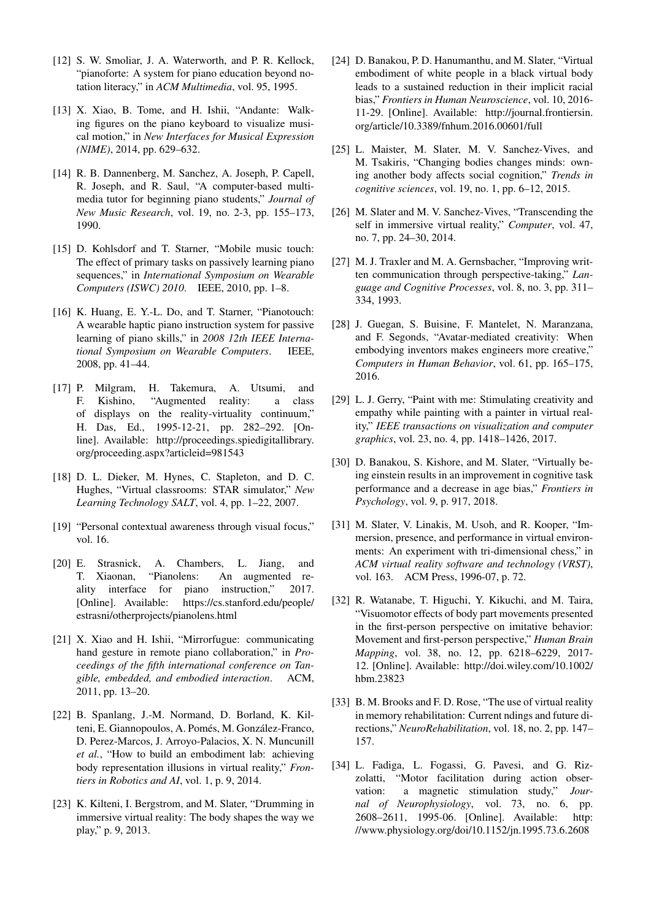[12] S. W. Smoliar, J. A. Waterworth, and P. R. Kellock, "pianoforte: A system for piano education beyond notation literacy," in *ACM Multimedia*, vol. 95, 1995.

[13] X. Xiao, B. Tome, and H. Ishii, "Andante: Walking figures on the piano keyboard to visualize musical motion," in *New Interfaces for Musical Expression (NIME)*, 2014, pp. 629–632.

[14] R. B. Dannenberg, M. Sanchez, A. Joseph, P. Capell, R. Joseph, and R. Saul, "A computer-based multimedia tutor for beginning piano students," *Journal of New Music Research*, vol. 19, no. 2-3, pp. 155–173, 1990.

[15] D. Kohlsdorf and T. Starner, "Mobile music touch: The effect of primary tasks on passively learning piano sequences," in *International Symposium on Wearable Computers (ISWC) 2010*. IEEE, 2010, pp. 1–8.

[16] K. Huang, E. Y.-L. Do, and T. Starner, "Pianotouch: A wearable haptic piano instruction system for passive learning of piano skills," in *2008 12th IEEE International Symposium on Wearable Computers*. IEEE, 2008, pp. 41–44.

[17] P. Milgram, H. Takemura, A. Utsumi, and F. Kishino, "Augmented reality: a class of displays on the reality-virtuality continuum," H. Das, Ed., 1995-12-21, pp. 282–292. [Online]. Available: http://proceedings.spiedigitallibrary.org/proceeding.aspx?articleid=981543

[18] D. L. Dieker, M. Hynes, C. Stapleton, and D. C. Hughes, "Virtual classrooms: STAR simulator," *New Learning Technology SALT*, vol. 4, pp. 1–22, 2007.

[19] "Personal contextual awareness through visual focus," vol. 16.

[20] E. Strasnick, A. Chambers, L. Jiang, and T. Xiaonan, "Pianolens: An augmented reality interface for piano instruction," 2017. [Online]. Available: https://cs.stanford.edu/people/estrasni/otherprojects/pianolens.html

[21] X. Xiao and H. Ishii, "Mirrorfugue: communicating hand gesture in remote piano collaboration," in *Proceedings of the fifth international conference on Tangible, embedded, and embodied interaction*. ACM, 2011, pp. 13–20.

[22] B. Spanlang, J.-M. Normand, D. Borland, K. Kilteni, E. Giannopoulos, A. Pomés, M. González-Franco, D. Perez-Marcos, J. Arroyo-Palacios, X. N. Muncunill *et al.*, "How to build an embodiment lab: achieving body representation illusions in virtual reality," *Frontiers in Robotics and AI*, vol. 1, p. 9, 2014.

[23] K. Kilteni, I. Bergstrom, and M. Slater, "Drumming in immersive virtual reality: The body shapes the way we play," p. 9, 2013.

[24] D. Banakou, P. D. Hanumanthu, and M. Slater, "Virtual embodiment of white people in a black virtual body leads to a sustained reduction in their implicit racial bias," *Frontiers in Human Neuroscience*, vol. 10, 2016-11-29. [Online]. Available: http://journal.frontiersin.org/article/10.3389/fnhum.2016.00601/full

[25] L. Maister, M. Slater, M. V. Sanchez-Vives, and M. Tsakiris, "Changing bodies changes minds: owning another body affects social cognition," *Trends in cognitive sciences*, vol. 19, no. 1, pp. 6–12, 2015.

[26] M. Slater and M. V. Sanchez-Vives, "Transcending the self in immersive virtual reality," *Computer*, vol. 47, no. 7, pp. 24–30, 2014.

[27] M. J. Traxler and M. A. Gernsbacher, "Improving written communication through perspective-taking," *Language and Cognitive Processes*, vol. 8, no. 3, pp. 311–334, 1993.

[28] J. Guegan, S. Buisine, F. Mantelet, N. Maranzana, and F. Segonds, "Avatar-mediated creativity: When embodying inventors makes engineers more creative," *Computers in Human Behavior*, vol. 61, pp. 165–175, 2016.

[29] L. J. Gerry, "Paint with me: Stimulating creativity and empathy while painting with a painter in virtual reality," *IEEE transactions on visualization and computer graphics*, vol. 23, no. 4, pp. 1418–1426, 2017.

[30] D. Banakou, S. Kishore, and M. Slater, "Virtually being einstein results in an improvement in cognitive task performance and a decrease in age bias," *Frontiers in Psychology*, vol. 9, p. 917, 2018.

[31] M. Slater, V. Linakis, M. Usoh, and R. Kooper, "Immersion, presence, and performance in virtual environments: An experiment with tri-dimensional chess," in *ACM virtual reality software and technology (VRST)*, vol. 163. ACM Press, 1996-07, p. 72.

[32] R. Watanabe, T. Higuchi, Y. Kikuchi, and M. Taira, "Visuomotor effects of body part movements presented in the first-person perspective on imitative behavior: Movement and first-person perspective," *Human Brain Mapping*, vol. 38, no. 12, pp. 6218–6229, 2017-12. [Online]. Available: http://doi.wiley.com/10.1002/hbm.23823

[33] B. M. Brooks and F. D. Rose, "The use of virtual reality in memory rehabilitation: Current ndings and future directions," *NeuroRehabilitation*, vol. 18, no. 2, pp. 147–157.

[34] L. Fadiga, L. Fogassi, G. Pavesi, and G. Rizzolatti, "Motor facilitation during action observation: a magnetic stimulation study," *Journal of Neurophysiology*, vol. 73, no. 6, pp. 2608–2611, 1995-06. [Online]. Available: http://www.physiology.org/doi/10.1152/jn.1995.73.6.2608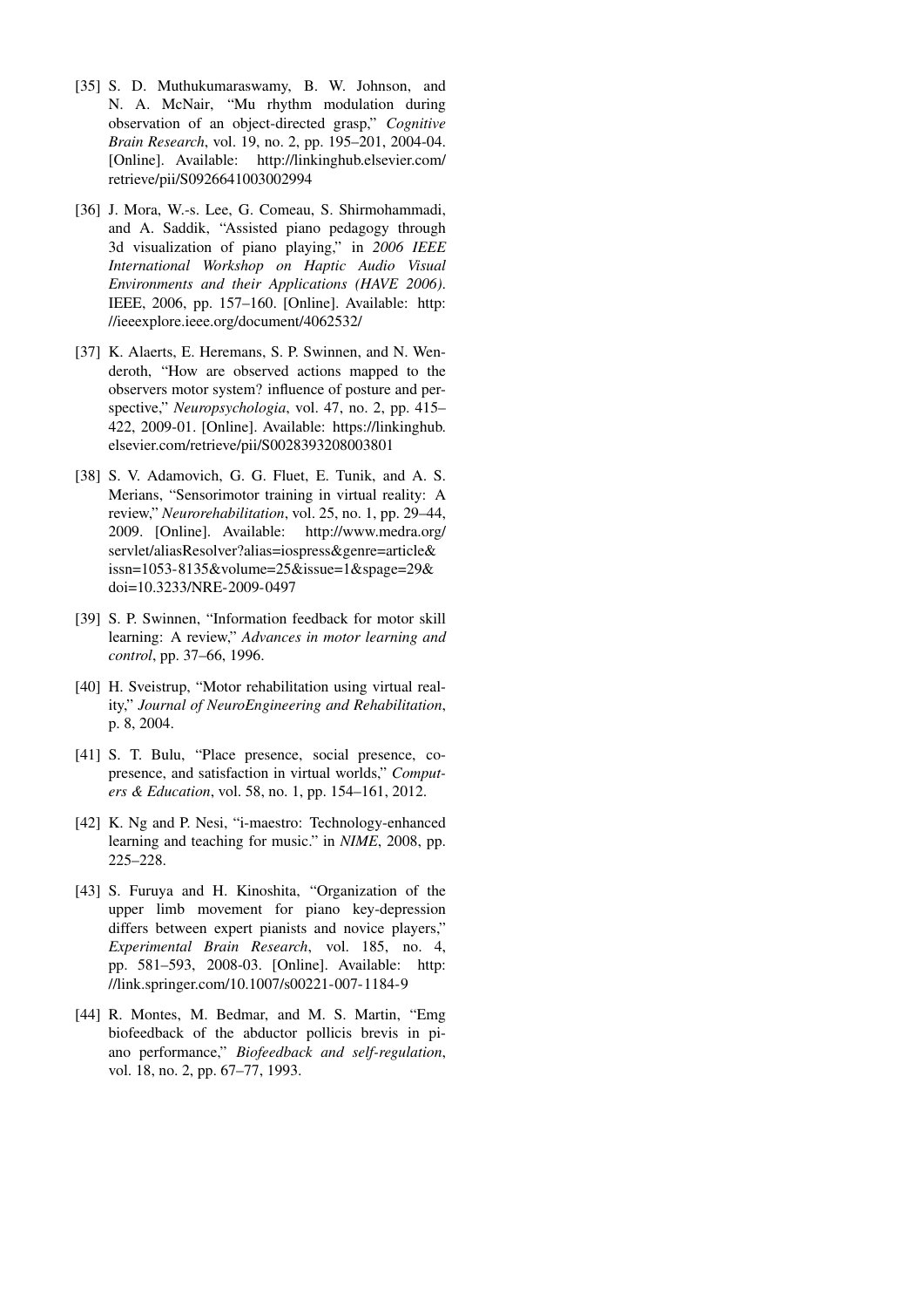[35] S. D. Muthukumaraswamy, B. W. Johnson, and N. A. McNair, "Mu rhythm modulation during observation of an object-directed grasp," *Cognitive Brain Research*, vol. 19, no. 2, pp. 195–201, 2004-04. [Online]. Available: http://linkinghub.elsevier.com/retrieve/pii/S0926641003002994

[36] J. Mora, W.-s. Lee, G. Comeau, S. Shirmohammadi, and A. Saddik, "Assisted piano pedagogy through 3d visualization of piano playing," in *2006 IEEE International Workshop on Haptic Audio Visual Environments and their Applications (HAVE 2006)*. IEEE, 2006, pp. 157–160. [Online]. Available: http://ieeexplore.ieee.org/document/4062532/

[37] K. Alaerts, E. Heremans, S. P. Swinnen, and N. Wenderoth, "How are observed actions mapped to the observers motor system? influence of posture and perspective," *Neuropsychologia*, vol. 47, no. 2, pp. 415–422, 2009-01. [Online]. Available: https://linkinghub.elsevier.com/retrieve/pii/S0028393208003801

[38] S. V. Adamovich, G. G. Fluet, E. Tunik, and A. S. Merians, "Sensorimotor training in virtual reality: A review," *Neurorehabilitation*, vol. 25, no. 1, pp. 29–44, 2009. [Online]. Available: http://www.medra.org/servlet/aliasResolver?alias=iospress&genre=article&issn=1053-8135&volume=25&issue=1&spage=29&doi=10.3233/NRE-2009-0497

[39] S. P. Swinnen, "Information feedback for motor skill learning: A review," *Advances in motor learning and control*, pp. 37–66, 1996.

[40] H. Sveistrup, "Motor rehabilitation using virtual reality," *Journal of NeuroEngineering and Rehabilitation*, p. 8, 2004.

[41] S. T. Bulu, "Place presence, social presence, co-presence, and satisfaction in virtual worlds," *Computers & Education*, vol. 58, no. 1, pp. 154–161, 2012.

[42] K. Ng and P. Nesi, "i-maestro: Technology-enhanced learning and teaching for music." in *NIME*, 2008, pp. 225–228.

[43] S. Furuya and H. Kinoshita, "Organization of the upper limb movement for piano key-depression differs between expert pianists and novice players," *Experimental Brain Research*, vol. 185, no. 4, pp. 581–593, 2008-03. [Online]. Available: http://link.springer.com/10.1007/s00221-007-1184-9

[44] R. Montes, M. Bedmar, and M. S. Martin, "Emg biofeedback of the abductor pollicis brevis in piano performance," *Biofeedback and self-regulation*, vol. 18, no. 2, pp. 67–77, 1993.